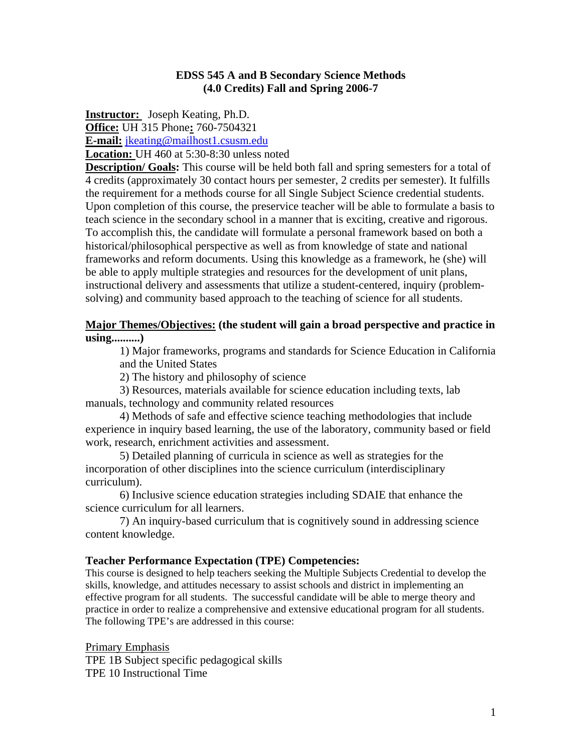**EDSS 545 A and B Secondary Science Methods**
**(4.0 Credits) Fall and Spring 2006-7**

**Instructor:** Joseph Keating, Ph.D.
**Office:** UH 315 Phone**:** 760-7504321
**E-mail:** jkeating@mailhost1.csusm.edu
**Location:** UH 460 at 5:30-8:30 unless noted
**Description/ Goals:** This course will be held both fall and spring semesters for a total of 4 credits (approximately 30 contact hours per semester, 2 credits per semester). It fulfills the requirement for a methods course for all Single Subject Science credential students. Upon completion of this course, the preservice teacher will be able to formulate a basis to teach science in the secondary school in a manner that is exciting, creative and rigorous. To accomplish this, the candidate will formulate a personal framework based on both a historical/philosophical perspective as well as from knowledge of state and national frameworks and reform documents. Using this knowledge as a framework, he (she) will be able to apply multiple strategies and resources for the development of unit plans, instructional delivery and assessments that utilize a student-centered, inquiry (problem-solving) and community based approach to the teaching of science for all students.

**Major Themes/Objectives: (the student will gain a broad perspective and practice in using..........)**

1) Major frameworks, programs and standards for Science Education in California and the United States

2) The history and philosophy of science

3) Resources, materials available for science education including texts, lab manuals, technology and community related resources

4) Methods of safe and effective science teaching methodologies that include experience in inquiry based learning, the use of the laboratory, community based or field work, research, enrichment activities and assessment.

5) Detailed planning of curricula in science as well as strategies for the incorporation of other disciplines into the science curriculum (interdisciplinary curriculum).

6) Inclusive science education strategies including SDAIE that enhance the science curriculum for all learners.

7) An inquiry-based curriculum that is cognitively sound in addressing science content knowledge.

**Teacher Performance Expectation (TPE) Competencies:**

This course is designed to help teachers seeking the Multiple Subjects Credential to develop the skills, knowledge, and attitudes necessary to assist schools and district in implementing an effective program for all students. The successful candidate will be able to merge theory and practice in order to realize a comprehensive and extensive educational program for all students. The following TPE's are addressed in this course:

Primary Emphasis

TPE 1B Subject specific pedagogical skills
TPE 10 Instructional Time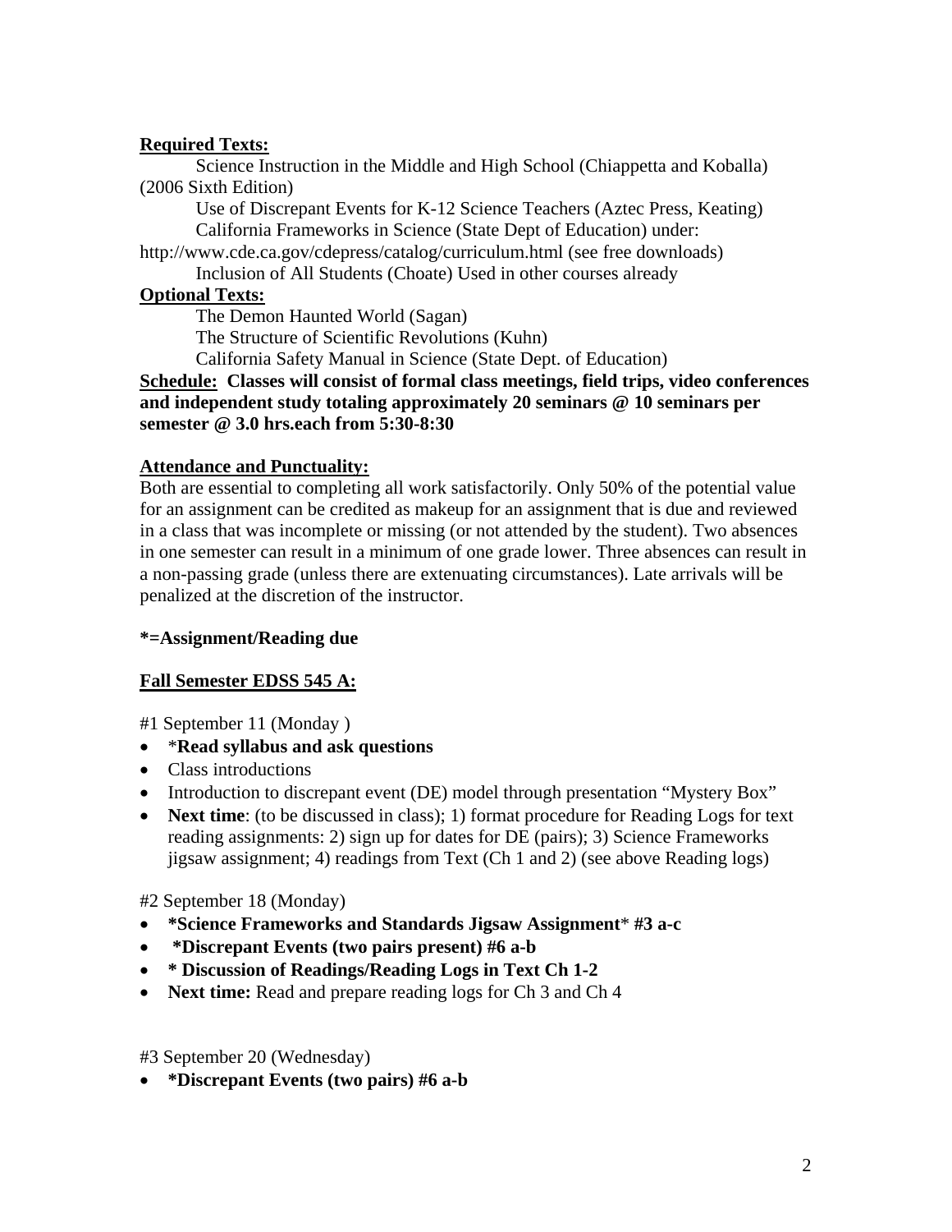**Required Texts:**

Science Instruction in the Middle and High School (Chiappetta and Koballa) (2006 Sixth Edition)

Use of Discrepant Events for K-12 Science Teachers (Aztec Press, Keating)

California Frameworks in Science (State Dept of Education) under: http://www.cde.ca.gov/cdepress/catalog/curriculum.html (see free downloads)

Inclusion of All Students (Choate) Used in other courses already

**Optional Texts:**

The Demon Haunted World (Sagan)

The Structure of Scientific Revolutions (Kuhn)

California Safety Manual in Science (State Dept. of Education)

**Schedule:** **Classes will consist of formal class meetings, field trips, video conferences and independent study totaling approximately 20 seminars @ 10 seminars per semester @ 3.0 hrs.each from 5:30-8:30**

**Attendance and Punctuality:**

Both are essential to completing all work satisfactorily. Only 50% of the potential value for an assignment can be credited as makeup for an assignment that is due and reviewed in a class that was incomplete or missing (or not attended by the student). Two absences in one semester can result in a minimum of one grade lower. Three absences can result in a non-passing grade (unless there are extenuating circumstances). Late arrivals will be penalized at the discretion of the instructor.

**\*=Assignment/Reading due**

**Fall Semester EDSS 545 A:**

#1 September 11 (Monday )

- *__Read syllabus and ask questions__
- Class introductions
- Introduction to discrepant event (DE) model through presentation "Mystery Box"
- **Next time**: (to be discussed in class); 1) format procedure for Reading Logs for text reading assignments: 2) sign up for dates for DE (pairs); 3) Science Frameworks jigsaw assignment; 4) readings from Text (Ch 1 and 2) (see above Reading logs)

#2 September 18 (Monday)

- **\*Science Frameworks and Standards Jigsaw Assignment**\* **#3 a-c**
- **\*Discrepant Events (two pairs present) #6 a-b**
- **\* Discussion of Readings/Reading Logs in Text Ch 1-2**
- **Next time:** Read and prepare reading logs for Ch 3 and Ch 4

#3 September 20 (Wednesday)

- **\*Discrepant Events (two pairs) #6 a-b**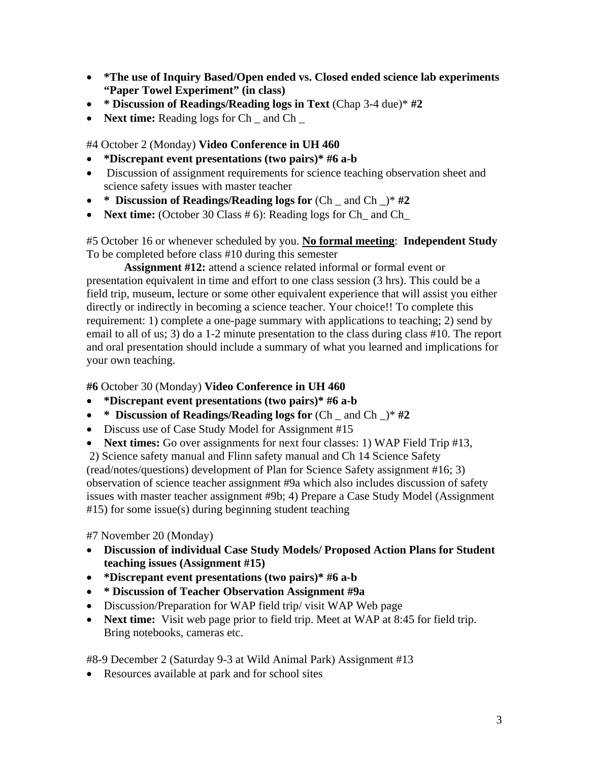- **\*The use of Inquiry Based/Open ended vs. Closed ended science lab experiments "Paper Towel Experiment" (in class)**
- **\* Discussion of Readings/Reading logs in Text** (Chap 3-4 due)\* **#2**
- **Next time:** Reading logs for Ch _ and Ch _

#4 October 2 (Monday) **Video Conference in UH 460**

- **\*Discrepant event presentations (two pairs)\* #6 a-b**
- Discussion of assignment requirements for science teaching observation sheet and science safety issues with master teacher
- **\* Discussion of Readings/Reading logs for** (Ch _ and Ch _)\* **#2**
- **Next time:** (October 30 Class # 6): Reading logs for Ch_ and Ch_

#5 October 16 or whenever scheduled by you. **<u>No formal meeting</u>**: **Independent Study**
To be completed before class #10 during this semester

**Assignment #12:** attend a science related informal or formal event or presentation equivalent in time and effort to one class session (3 hrs). This could be a field trip, museum, lecture or some other equivalent experience that will assist you either directly or indirectly in becoming a science teacher. Your choice!! To complete this requirement: 1) complete a one-page summary with applications to teaching; 2) send by email to all of us; 3) do a 1-2 minute presentation to the class during class #10. The report and oral presentation should include a summary of what you learned and implications for your own teaching.

**#6** October 30 (Monday) **Video Conference in UH 460**

- **\*Discrepant event presentations (two pairs)\* #6 a-b**
- **\* Discussion of Readings/Reading logs for** (Ch _ and Ch _)\* **#2**
- Discuss use of Case Study Model for Assignment #15
- **Next times:** Go over assignments for next four classes: 1) WAP Field Trip #13,

2) Science safety manual and Flinn safety manual and Ch 14 Science Safety (read/notes/questions) development of Plan for Science Safety assignment #16; 3) observation of science teacher assignment #9a which also includes discussion of safety issues with master teacher assignment #9b; 4) Prepare a Case Study Model (Assignment #15) for some issue(s) during beginning student teaching

#7 November 20 (Monday)

- **Discussion of individual Case Study Models/ Proposed Action Plans for Student teaching issues (Assignment #15)**
- **\*Discrepant event presentations (two pairs)\* #6 a-b**
- **\* Discussion of Teacher Observation Assignment #9a**
- Discussion/Preparation for WAP field trip/ visit WAP Web page
- **Next time:** Visit web page prior to field trip. Meet at WAP at 8:45 for field trip. Bring notebooks, cameras etc.

#8-9 December 2 (Saturday 9-3 at Wild Animal Park) Assignment #13

- Resources available at park and for school sites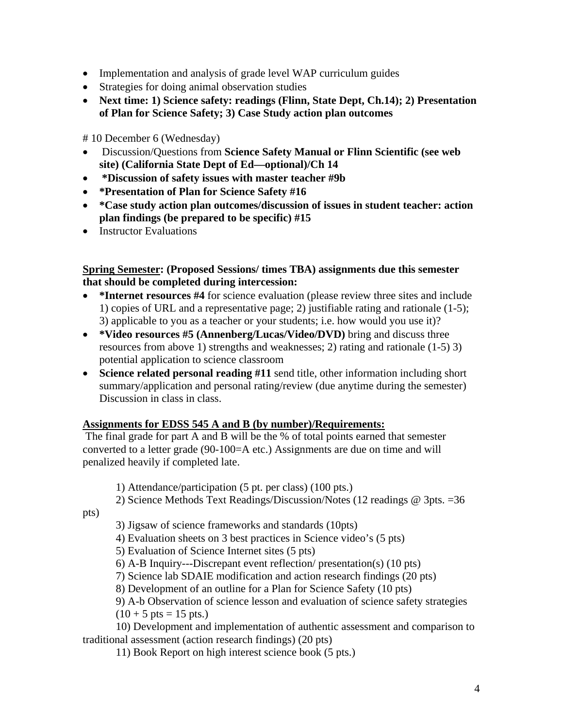- Implementation and analysis of grade level WAP curriculum guides
- Strategies for doing animal observation studies
- **Next time: 1) Science safety: readings (Flinn, State Dept, Ch.14); 2) Presentation of Plan for Science Safety; 3) Case Study action plan outcomes**

# 10 December 6 (Wednesday)

- Discussion/Questions from **Science Safety Manual or Flinn Scientific (see web site) (California State Dept of Ed—optional)/Ch 14**
- ***Discussion of safety issues with master teacher #9b**
- ***Presentation of Plan for Science Safety #16**
- ***Case study action plan outcomes/discussion of issues in student teacher: action plan findings (be prepared to be specific) #15**
- Instructor Evaluations

**<u>Spring Semester</u>: (Proposed Sessions/ times TBA) assignments due this semester that should be completed during intercession:**

- ***Internet resources #4** for science evaluation (please review three sites and include 1) copies of URL and a representative page; 2) justifiable rating and rationale (1-5); 3) applicable to you as a teacher or your students; i.e. how would you use it)?
- ***Video resources #5 (Annenberg/Lucas/Video/DVD)** bring and discuss three resources from above 1) strengths and weaknesses; 2) rating and rationale (1-5) 3) potential application to science classroom
- **Science related personal reading #11** send title, other information including short summary/application and personal rating/review (due anytime during the semester) Discussion in class in class.

**<u>Assignments for EDSS 545 A and B (by number)/Requirements:</u>**

The final grade for part A and B will be the % of total points earned that semester converted to a letter grade (90-100=A etc.) Assignments are due on time and will penalized heavily if completed late.

1) Attendance/participation (5 pt. per class) (100 pts.)
2) Science Methods Text Readings/Discussion/Notes (12 readings @ 3pts. =36 pts)
3) Jigsaw of science frameworks and standards (10pts)
4) Evaluation sheets on 3 best practices in Science video's (5 pts)
5) Evaluation of Science Internet sites (5 pts)
6) A-B Inquiry---Discrepant event reflection/ presentation(s) (10 pts)
7) Science lab SDAIE modification and action research findings (20 pts)
8) Development of an outline for a Plan for Science Safety (10 pts)
9) A-b Observation of science lesson and evaluation of science safety strategies (10 + 5 pts = 15 pts.)
10) Development and implementation of authentic assessment and comparison to traditional assessment (action research findings) (20 pts)
11) Book Report on high interest science book (5 pts.)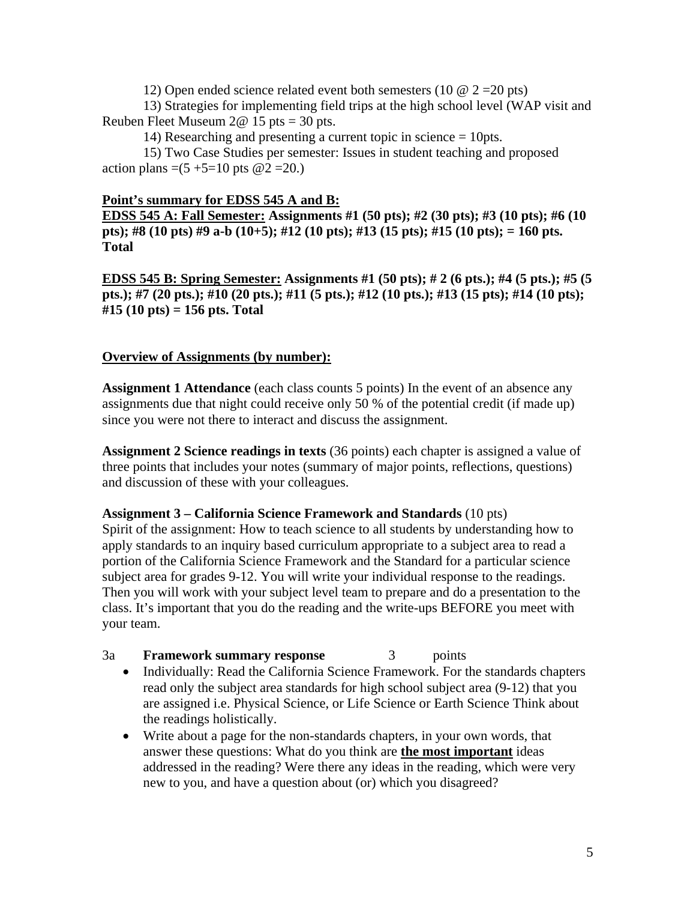12) Open ended science related event both semesters (10 @ 2 =20 pts)

13) Strategies for implementing field trips at the high school level (WAP visit and Reuben Fleet Museum 2@ 15 pts = 30 pts.

14) Researching and presenting a current topic in science = 10pts.

15) Two Case Studies per semester: Issues in student teaching and proposed action plans =(5 +5=10 pts @2 =20.)

**<u>Point's summary for EDSS 545 A and B:</u>**

**<u>EDSS 545 A: Fall Semester:</u> Assignments #1 (50 pts); #2 (30 pts); #3 (10 pts); #6 (10 pts); #8 (10 pts) #9 a-b (10+5); #12 (10 pts); #13 (15 pts); #15 (10 pts); = 160 pts. Total**

**<u>EDSS 545 B: Spring Semester:</u> Assignments #1 (50 pts); # 2 (6 pts.); #4 (5 pts.); #5 (5 pts.); #7 (20 pts.); #10 (20 pts.); #11 (5 pts.); #12 (10 pts.); #13 (15 pts); #14 (10 pts); #15 (10 pts) = 156 pts. Total**

**<u>Overview of Assignments (by number):</u>**

**Assignment 1 Attendance** (each class counts 5 points) In the event of an absence any assignments due that night could receive only 50 % of the potential credit (if made up) since you were not there to interact and discuss the assignment.

**Assignment 2 Science readings in texts** (36 points) each chapter is assigned a value of three points that includes your notes (summary of major points, reflections, questions) and discussion of these with your colleagues.

**Assignment 3 – California Science Framework and Standards** (10 pts)
Spirit of the assignment: How to teach science to all students by understanding how to apply standards to an inquiry based curriculum appropriate to a subject area to read a portion of the California Science Framework and the Standard for a particular science subject area for grades 9-12. You will write your individual response to the readings. Then you will work with your subject level team to prepare and do a presentation to the class. It's important that you do the reading and the write-ups BEFORE you meet with your team.

3a **Framework summary response** 3 points

- Individually: Read the California Science Framework. For the standards chapters read only the subject area standards for high school subject area (9-12) that you are assigned i.e. Physical Science, or Life Science or Earth Science Think about the readings holistically.
- Write about a page for the non-standards chapters, in your own words, that answer these questions: What do you think are **<u>the most important</u>** ideas addressed in the reading? Were there any ideas in the reading, which were very new to you, and have a question about (or) which you disagreed?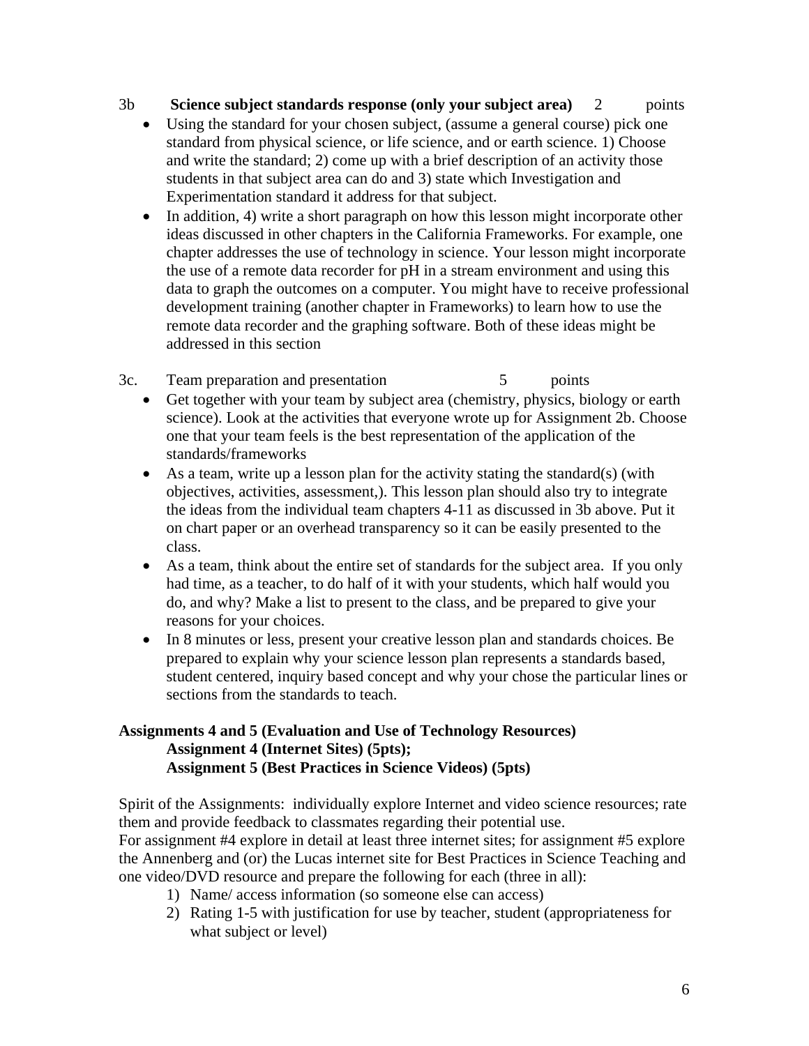3b **Science subject standards response (only your subject area)** 2 points

- Using the standard for your chosen subject, (assume a general course) pick one standard from physical science, or life science, and and or earth science. 1) Choose and write the standard; 2) come up with a brief description of an activity those students in that subject area can do and 3) state which Investigation and Experimentation standard it address for that subject.
- In addition, 4) write a short paragraph on how this lesson might incorporate other ideas discussed in other chapters in the California Frameworks. For example, one chapter addresses the use of technology in science. Your lesson might incorporate the use of a remote data recorder for pH in a stream environment and using this data to graph the outcomes on a computer. You might have to receive professional development training (another chapter in Frameworks) to learn how to use the remote data recorder and the graphing software. Both of these ideas might be addressed in this section

3c. Team preparation and presentation 5 points

- Get together with your team by subject area (chemistry, physics, biology or earth science). Look at the activities that everyone wrote up for Assignment 2b. Choose one that your team feels is the best representation of the application of the standards/frameworks
- As a team, write up a lesson plan for the activity stating the standard(s) (with objectives, activities, assessment,). This lesson plan should also try to integrate the ideas from the individual team chapters 4-11 as discussed in 3b above. Put it on chart paper or an overhead transparency so it can be easily presented to the class.
- As a team, think about the entire set of standards for the subject area. If you only had time, as a teacher, to do half of it with your students, which half would you do, and why? Make a list to present to the class, and be prepared to give your reasons for your choices.
- In 8 minutes or less, present your creative lesson plan and standards choices. Be prepared to explain why your science lesson plan represents a standards based, student centered, inquiry based concept and why your chose the particular lines or sections from the standards to teach.

**Assignments 4 and 5 (Evaluation and Use of Technology Resources)**
**Assignment 4 (Internet Sites) (5pts);**
**Assignment 5 (Best Practices in Science Videos) (5pts)**

Spirit of the Assignments: individually explore Internet and video science resources; rate them and provide feedback to classmates regarding their potential use.
For assignment #4 explore in detail at least three internet sites; for assignment #5 explore the Annenberg and (or) the Lucas internet site for Best Practices in Science Teaching and one video/DVD resource and prepare the following for each (three in all):

1) Name/ access information (so someone else can access)
2) Rating 1-5 with justification for use by teacher, student (appropriateness for what subject or level)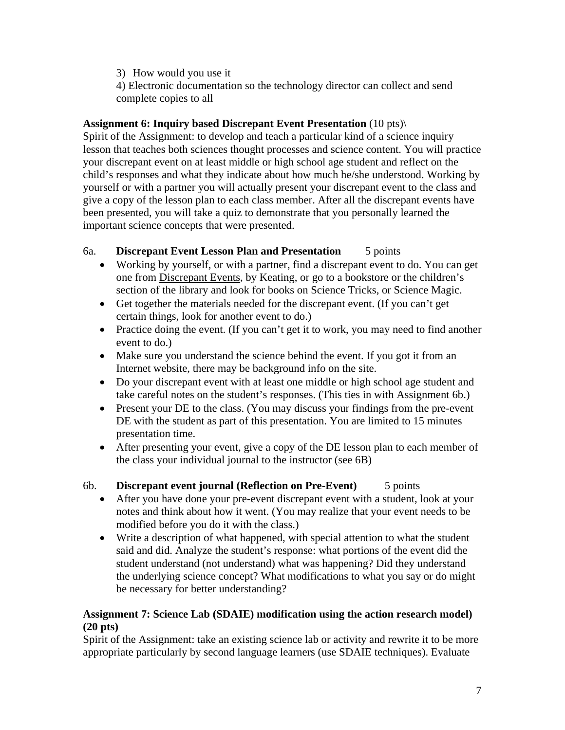3) How would you use it

4) Electronic documentation so the technology director can collect and send complete copies to all

**Assignment 6: Inquiry based Discrepant Event Presentation** (10 pts)\

Spirit of the Assignment: to develop and teach a particular kind of a science inquiry lesson that teaches both sciences thought processes and science content. You will practice your discrepant event on at least middle or high school age student and reflect on the child's responses and what they indicate about how much he/she understood. Working by yourself or with a partner you will actually present your discrepant event to the class and give a copy of the lesson plan to each class member. After all the discrepant events have been presented, you will take a quiz to demonstrate that you personally learned the important science concepts that were presented.

6a. **Discrepant Event Lesson Plan and Presentation** 5 points

- Working by yourself, or with a partner, find a discrepant event to do. You can get one from Discrepant Events, by Keating, or go to a bookstore or the children's section of the library and look for books on Science Tricks, or Science Magic.
- Get together the materials needed for the discrepant event. (If you can't get certain things, look for another event to do.)
- Practice doing the event. (If you can't get it to work, you may need to find another event to do.)
- Make sure you understand the science behind the event. If you got it from an Internet website, there may be background info on the site.
- Do your discrepant event with at least one middle or high school age student and take careful notes on the student's responses. (This ties in with Assignment 6b.)
- Present your DE to the class. (You may discuss your findings from the pre-event DE with the student as part of this presentation. You are limited to 15 minutes presentation time.
- After presenting your event, give a copy of the DE lesson plan to each member of the class your individual journal to the instructor (see 6B)

6b. **Discrepant event journal (Reflection on Pre-Event)** 5 points

- After you have done your pre-event discrepant event with a student, look at your notes and think about how it went. (You may realize that your event needs to be modified before you do it with the class.)
- Write a description of what happened, with special attention to what the student said and did. Analyze the student's response: what portions of the event did the student understand (not understand) what was happening? Did they understand the underlying science concept? What modifications to what you say or do might be necessary for better understanding?

**Assignment 7: Science Lab (SDAIE) modification using the action research model) (20 pts)**

Spirit of the Assignment: take an existing science lab or activity and rewrite it to be more appropriate particularly by second language learners (use SDAIE techniques). Evaluate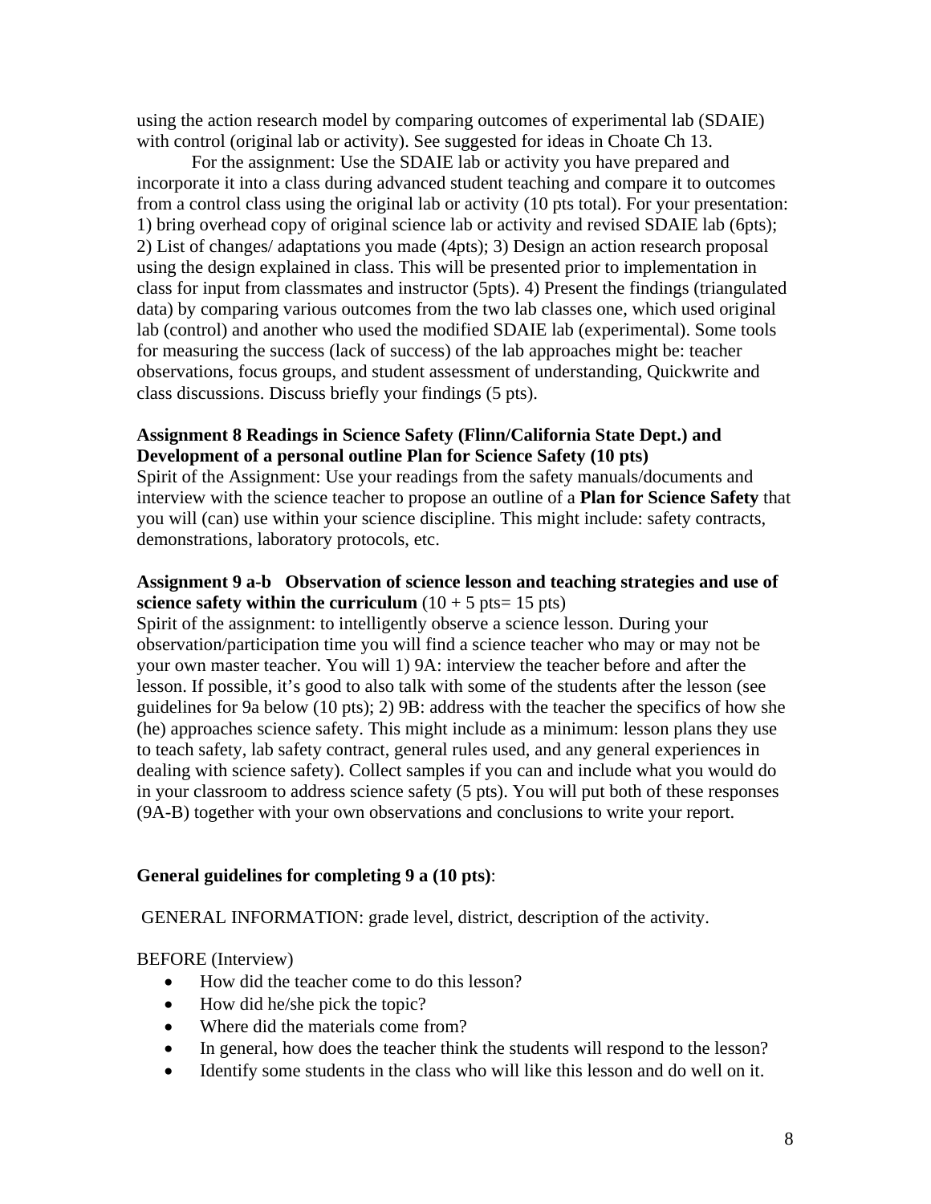using the action research model by comparing outcomes of experimental lab (SDAIE) with control (original lab or activity). See suggested for ideas in Choate Ch 13.

For the assignment: Use the SDAIE lab or activity you have prepared and incorporate it into a class during advanced student teaching and compare it to outcomes from a control class using the original lab or activity (10 pts total). For your presentation: 1) bring overhead copy of original science lab or activity and revised SDAIE lab (6pts); 2) List of changes/ adaptations you made (4pts); 3) Design an action research proposal using the design explained in class. This will be presented prior to implementation in class for input from classmates and instructor (5pts). 4) Present the findings (triangulated data) by comparing various outcomes from the two lab classes one, which used original lab (control) and another who used the modified SDAIE lab (experimental). Some tools for measuring the success (lack of success) of the lab approaches might be: teacher observations, focus groups, and student assessment of understanding, Quickwrite and class discussions. Discuss briefly your findings (5 pts).

**Assignment 8 Readings in Science Safety (Flinn/California State Dept.) and Development of a personal outline Plan for Science Safety (10 pts)**

Spirit of the Assignment: Use your readings from the safety manuals/documents and interview with the science teacher to propose an outline of a **Plan for Science Safety** that you will (can) use within your science discipline. This might include: safety contracts, demonstrations, laboratory protocols, etc.

**Assignment 9 a-b Observation of science lesson and teaching strategies and use of science safety within the curriculum** (10 + 5 pts= 15 pts)

Spirit of the assignment: to intelligently observe a science lesson. During your observation/participation time you will find a science teacher who may or may not be your own master teacher. You will 1) 9A: interview the teacher before and after the lesson. If possible, it's good to also talk with some of the students after the lesson (see guidelines for 9a below (10 pts); 2) 9B: address with the teacher the specifics of how she (he) approaches science safety. This might include as a minimum: lesson plans they use to teach safety, lab safety contract, general rules used, and any general experiences in dealing with science safety). Collect samples if you can and include what you would do in your classroom to address science safety (5 pts). You will put both of these responses (9A-B) together with your own observations and conclusions to write your report.

**General guidelines for completing 9 a (10 pts)**:

GENERAL INFORMATION: grade level, district, description of the activity.

BEFORE (Interview)

- How did the teacher come to do this lesson?
- How did he/she pick the topic?
- Where did the materials come from?
- In general, how does the teacher think the students will respond to the lesson?
- Identify some students in the class who will like this lesson and do well on it.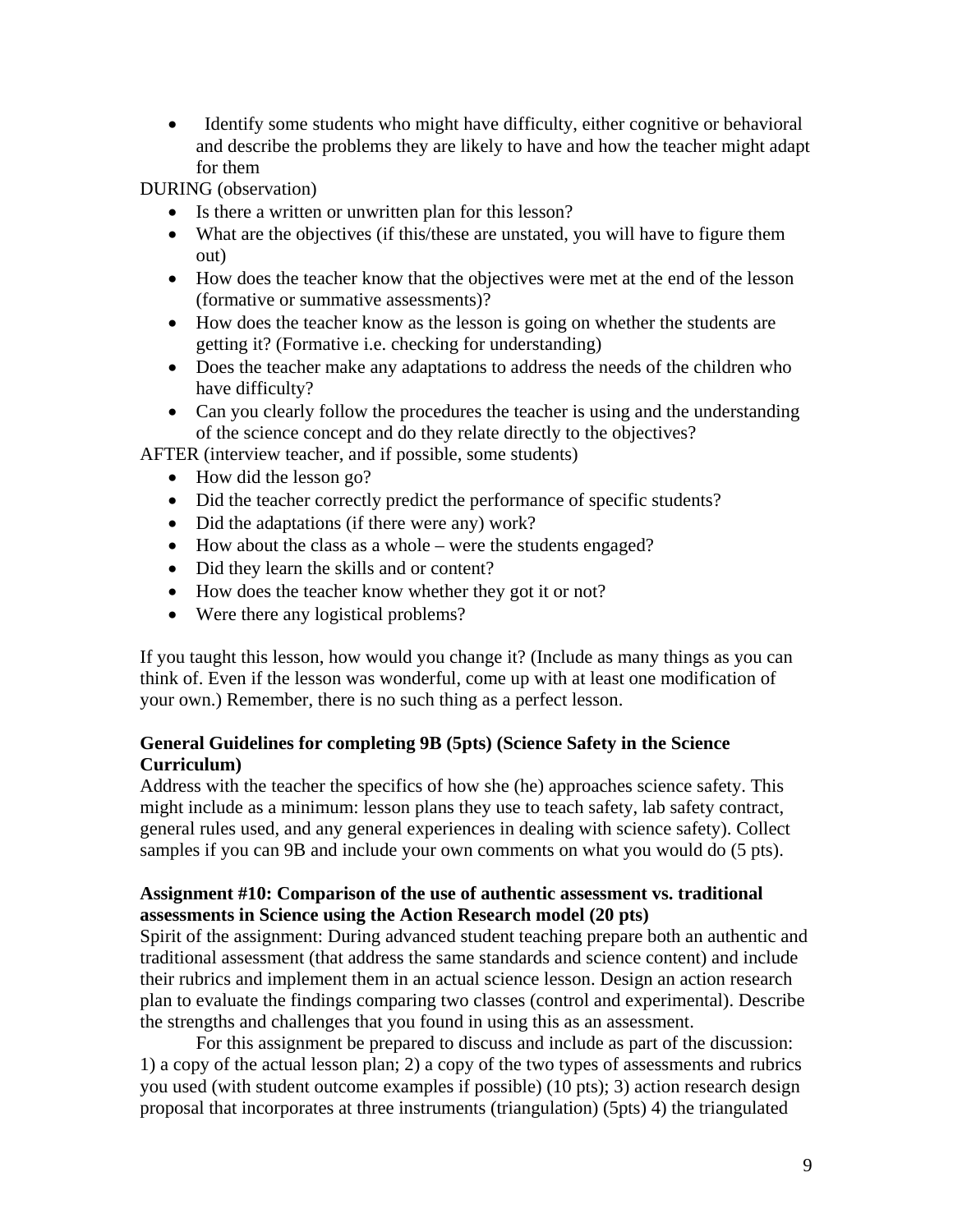- Identify some students who might have difficulty, either cognitive or behavioral and describe the problems they are likely to have and how the teacher might adapt for them

DURING (observation)

- Is there a written or unwritten plan for this lesson?
- What are the objectives (if this/these are unstated, you will have to figure them out)
- How does the teacher know that the objectives were met at the end of the lesson (formative or summative assessments)?
- How does the teacher know as the lesson is going on whether the students are getting it? (Formative i.e. checking for understanding)
- Does the teacher make any adaptations to address the needs of the children who have difficulty?
- Can you clearly follow the procedures the teacher is using and the understanding of the science concept and do they relate directly to the objectives?

AFTER (interview teacher, and if possible, some students)

- How did the lesson go?
- Did the teacher correctly predict the performance of specific students?
- Did the adaptations (if there were any) work?
- How about the class as a whole – were the students engaged?
- Did they learn the skills and or content?
- How does the teacher know whether they got it or not?
- Were there any logistical problems?

If you taught this lesson, how would you change it? (Include as many things as you can think of. Even if the lesson was wonderful, come up with at least one modification of your own.) Remember, there is no such thing as a perfect lesson.

**General Guidelines for completing 9B (5pts) (Science Safety in the Science Curriculum)**

Address with the teacher the specifics of how she (he) approaches science safety. This might include as a minimum: lesson plans they use to teach safety, lab safety contract, general rules used, and any general experiences in dealing with science safety). Collect samples if you can 9B and include your own comments on what you would do (5 pts).

**Assignment #10: Comparison of the use of authentic assessment vs. traditional assessments in Science using the Action Research model (20 pts)**

Spirit of the assignment: During advanced student teaching prepare both an authentic and traditional assessment (that address the same standards and science content) and include their rubrics and implement them in an actual science lesson. Design an action research plan to evaluate the findings comparing two classes (control and experimental). Describe the strengths and challenges that you found in using this as an assessment.

For this assignment be prepared to discuss and include as part of the discussion: 1) a copy of the actual lesson plan; 2) a copy of the two types of assessments and rubrics you used (with student outcome examples if possible) (10 pts); 3) action research design proposal that incorporates at three instruments (triangulation) (5pts) 4) the triangulated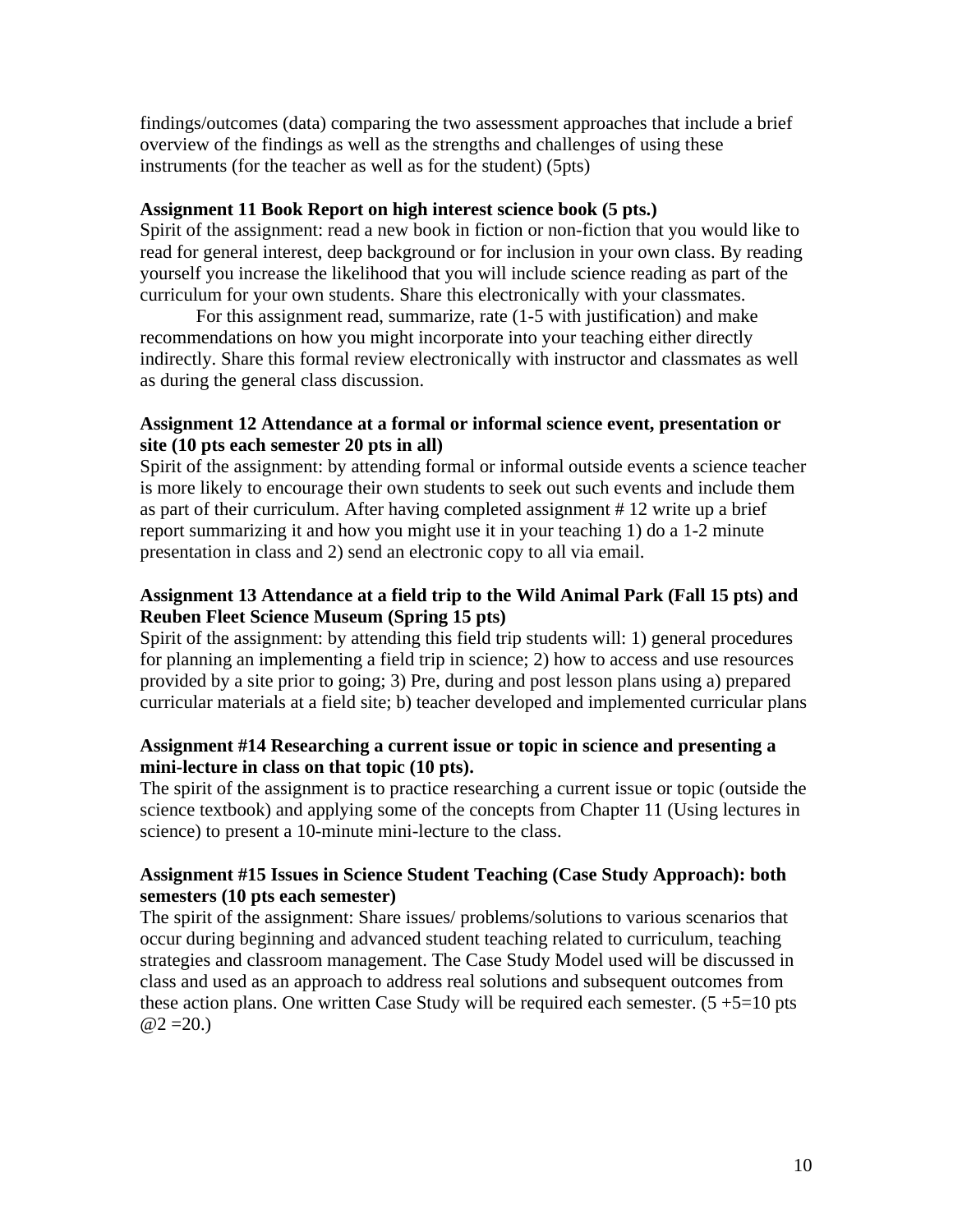findings/outcomes (data) comparing the two assessment approaches that include a brief overview of the findings as well as the strengths and challenges of using these instruments (for the teacher as well as for the student) (5pts)

**Assignment 11 Book Report on high interest science book (5 pts.)**

Spirit of the assignment: read a new book in fiction or non-fiction that you would like to read for general interest, deep background or for inclusion in your own class. By reading yourself you increase the likelihood that you will include science reading as part of the curriculum for your own students. Share this electronically with your classmates.

For this assignment read, summarize, rate (1-5 with justification) and make recommendations on how you might incorporate into your teaching either directly indirectly. Share this formal review electronically with instructor and classmates as well as during the general class discussion.

**Assignment 12 Attendance at a formal or informal science event, presentation or site (10 pts each semester 20 pts in all)**

Spirit of the assignment: by attending formal or informal outside events a science teacher is more likely to encourage their own students to seek out such events and include them as part of their curriculum. After having completed assignment # 12 write up a brief report summarizing it and how you might use it in your teaching 1) do a 1-2 minute presentation in class and 2) send an electronic copy to all via email.

**Assignment 13 Attendance at a field trip to the Wild Animal Park (Fall 15 pts) and Reuben Fleet Science Museum (Spring 15 pts)**

Spirit of the assignment: by attending this field trip students will: 1) general procedures for planning an implementing a field trip in science; 2) how to access and use resources provided by a site prior to going; 3) Pre, during and post lesson plans using a) prepared curricular materials at a field site; b) teacher developed and implemented curricular plans

**Assignment #14 Researching a current issue or topic in science and presenting a mini-lecture in class on that topic (10 pts).**

The spirit of the assignment is to practice researching a current issue or topic (outside the science textbook) and applying some of the concepts from Chapter 11 (Using lectures in science) to present a 10-minute mini-lecture to the class.

**Assignment #15 Issues in Science Student Teaching (Case Study Approach): both semesters (10 pts each semester)**

The spirit of the assignment: Share issues/ problems/solutions to various scenarios that occur during beginning and advanced student teaching related to curriculum, teaching strategies and classroom management. The Case Study Model used will be discussed in class and used as an approach to address real solutions and subsequent outcomes from these action plans. One written Case Study will be required each semester. (5 +5=10 pts @2 =20.)